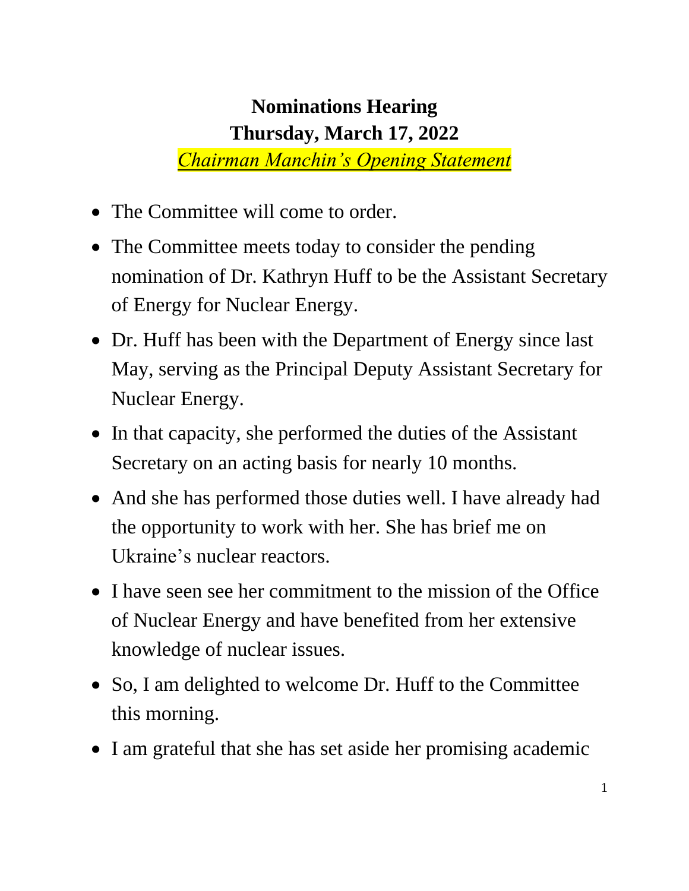# Nominations Hearing
# Thursday, March 17, 2022
***Chairman Manchin's Opening Statement***

- The Committee will come to order.
- The Committee meets today to consider the pending nomination of Dr. Kathryn Huff to be the Assistant Secretary of Energy for Nuclear Energy.
- Dr. Huff has been with the Department of Energy since last May, serving as the Principal Deputy Assistant Secretary for Nuclear Energy.
- In that capacity, she performed the duties of the Assistant Secretary on an acting basis for nearly 10 months.
- And she has performed those duties well. I have already had the opportunity to work with her. She has brief me on Ukraine's nuclear reactors.
- I have seen see her commitment to the mission of the Office of Nuclear Energy and have benefited from her extensive knowledge of nuclear issues.
- So, I am delighted to welcome Dr. Huff to the Committee this morning.
- I am grateful that she has set aside her promising academic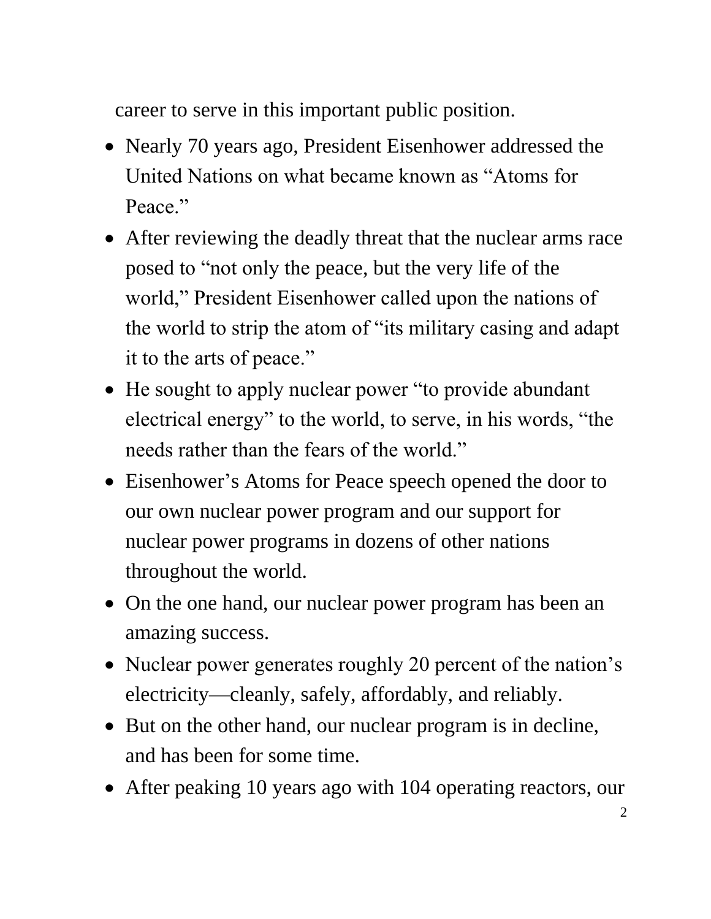career to serve in this important public position.

- Nearly 70 years ago, President Eisenhower addressed the United Nations on what became known as "Atoms for Peace."
- After reviewing the deadly threat that the nuclear arms race posed to "not only the peace, but the very life of the world," President Eisenhower called upon the nations of the world to strip the atom of "its military casing and adapt it to the arts of peace."
- He sought to apply nuclear power "to provide abundant electrical energy" to the world, to serve, in his words, "the needs rather than the fears of the world."
- Eisenhower's Atoms for Peace speech opened the door to our own nuclear power program and our support for nuclear power programs in dozens of other nations throughout the world.
- On the one hand, our nuclear power program has been an amazing success.
- Nuclear power generates roughly 20 percent of the nation's electricity—cleanly, safely, affordably, and reliably.
- But on the other hand, our nuclear program is in decline, and has been for some time.
- After peaking 10 years ago with 104 operating reactors, our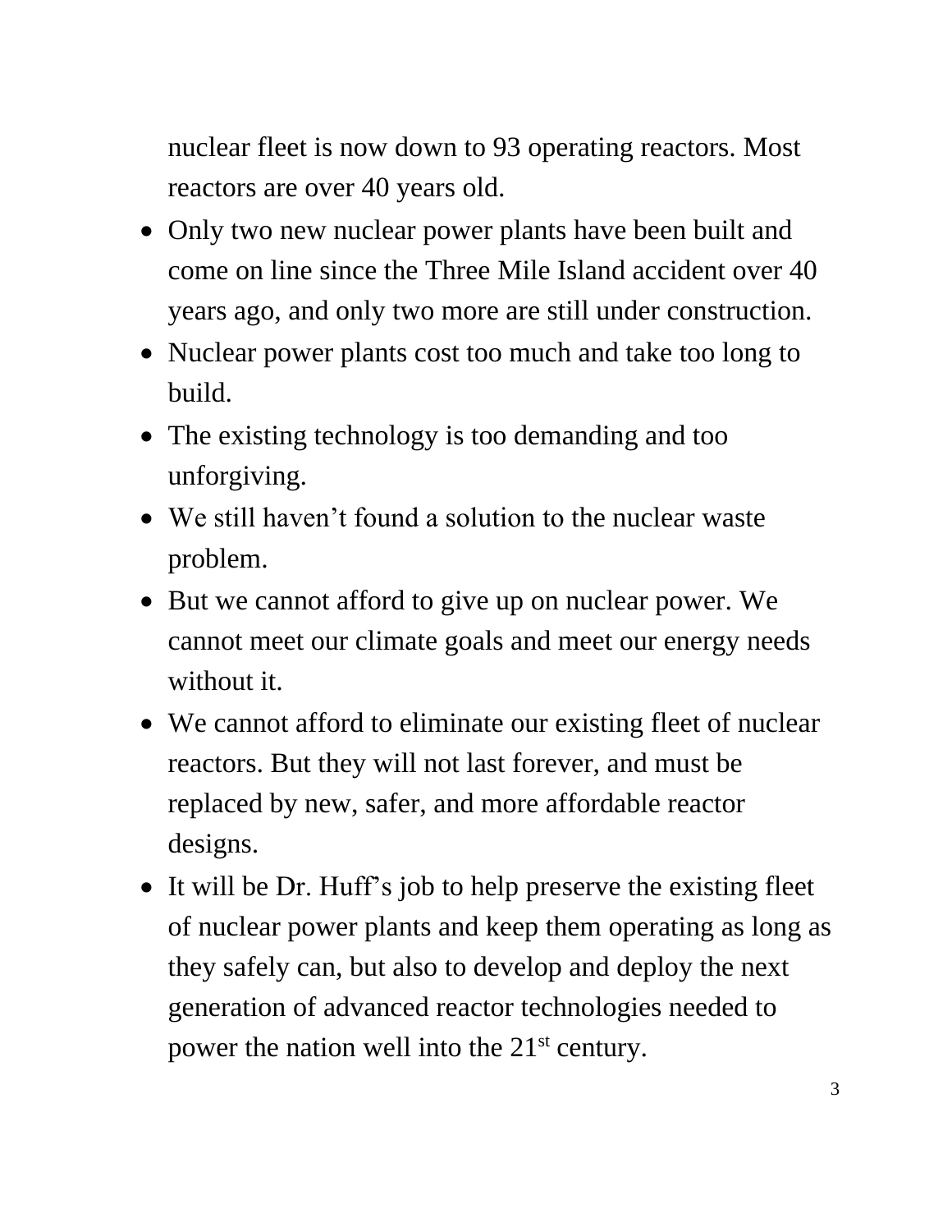nuclear fleet is now down to 93 operating reactors. Most reactors are over 40 years old.

- Only two new nuclear power plants have been built and come on line since the Three Mile Island accident over 40 years ago, and only two more are still under construction.
- Nuclear power plants cost too much and take too long to build.
- The existing technology is too demanding and too unforgiving.
- We still haven't found a solution to the nuclear waste problem.
- But we cannot afford to give up on nuclear power. We cannot meet our climate goals and meet our energy needs without it.
- We cannot afford to eliminate our existing fleet of nuclear reactors. But they will not last forever, and must be replaced by new, safer, and more affordable reactor designs.
- It will be Dr. Huff's job to help preserve the existing fleet of nuclear power plants and keep them operating as long as they safely can, but also to develop and deploy the next generation of advanced reactor technologies needed to power the nation well into the 21st century.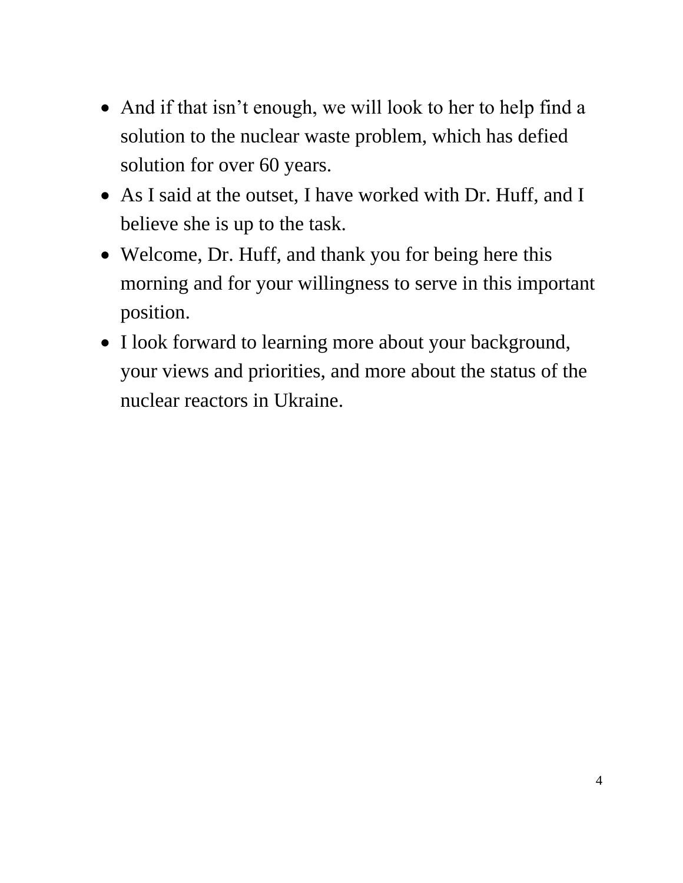- And if that isn't enough, we will look to her to help find a solution to the nuclear waste problem, which has defied solution for over 60 years.
- As I said at the outset, I have worked with Dr. Huff, and I believe she is up to the task.
- Welcome, Dr. Huff, and thank you for being here this morning and for your willingness to serve in this important position.
- I look forward to learning more about your background, your views and priorities, and more about the status of the nuclear reactors in Ukraine.